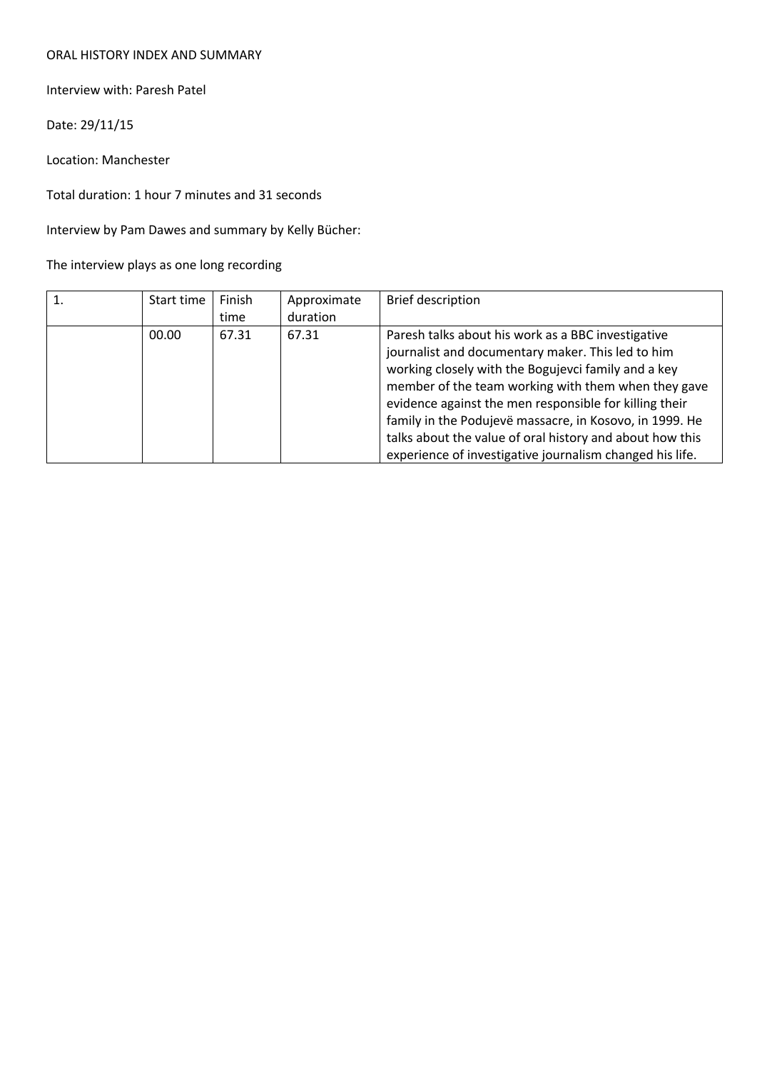ORAL HISTORY INDEX AND SUMMARY

Interview with: Paresh Patel

Date: 29/11/15

Location: Manchester

Total duration: 1 hour 7 minutes and 31 seconds

Interview by Pam Dawes and summary by Kelly Bücher:

The interview plays as one long recording

| 1. | Start time | Finish time | Approximate duration | Brief description |
|---|---|---|---|---|
| | 00.00 | 67.31 | 67.31 | Paresh talks about his work as a BBC investigative journalist and documentary maker. This led to him working closely with the Bogujevci family and a key member of the team working with them when they gave evidence against the men responsible for killing their family in the Podujevë massacre, in Kosovo, in 1999. He talks about the value of oral history and about how this experience of investigative journalism changed his life. |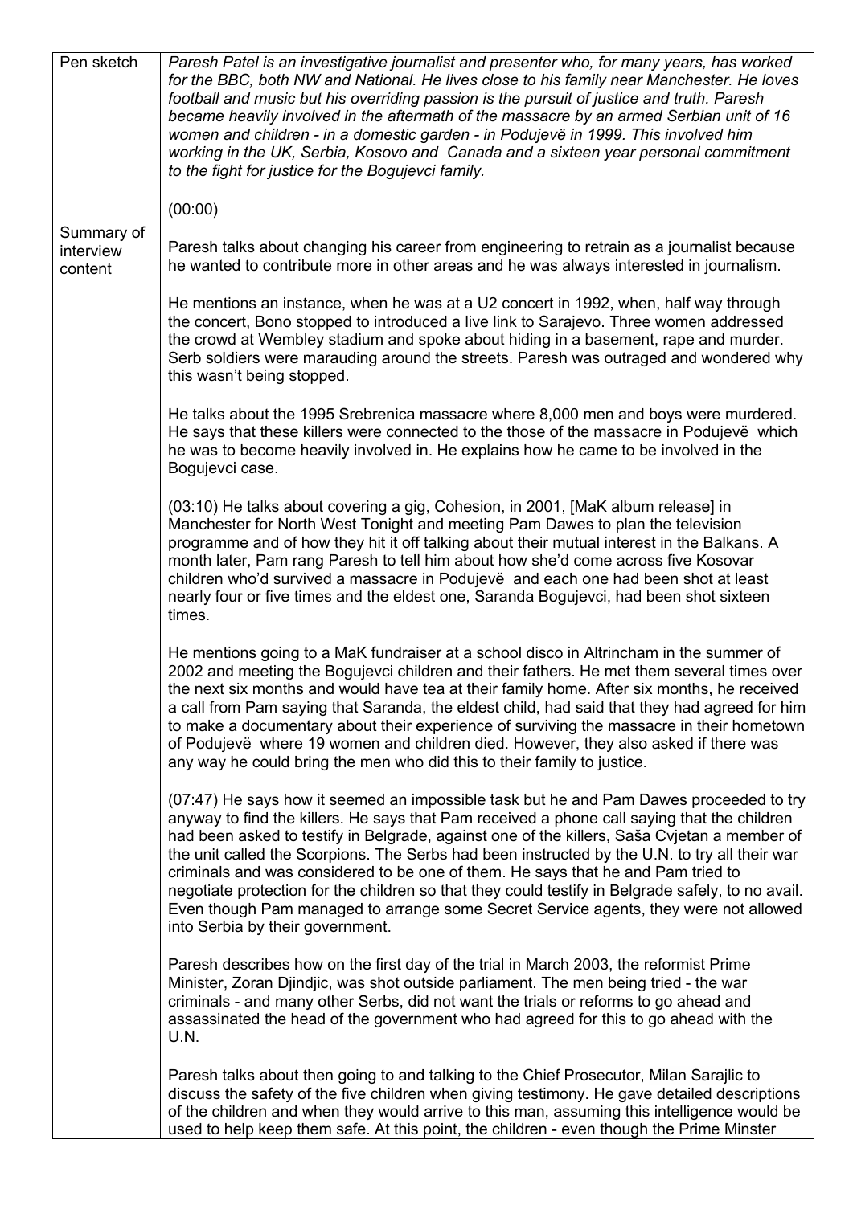| | |
|---|---|
| Pen sketch | *Paresh Patel is an investigative journalist and presenter who, for many years, has worked for the BBC, both NW and National. He lives close to his family near Manchester. He loves football and music but his overriding passion is the pursuit of justice and truth. Paresh became heavily involved in the aftermath of the massacre by an armed Serbian unit of 16 women and children - in a domestic garden - in Podujevë in 1999. This involved him working in the UK, Serbia, Kosovo and Canada and a sixteen year personal commitment to the fight for justice for the Bogujevci family.* |
| Summary of interview content | (00:00)<br><br>Paresh talks about changing his career from engineering to retrain as a journalist because he wanted to contribute more in other areas and he was always interested in journalism.<br><br>He mentions an instance, when he was at a U2 concert in 1992, when, half way through the concert, Bono stopped to introduced a live link to Sarajevo. Three women addressed the crowd at Wembley stadium and spoke about hiding in a basement, rape and murder. Serb soldiers were marauding around the streets. Paresh was outraged and wondered why this wasn't being stopped.<br><br>He talks about the 1995 Srebrenica massacre where 8,000 men and boys were murdered. He says that these killers were connected to the those of the massacre in Podujevë which he was to become heavily involved in. He explains how he came to be involved in the Bogujevci case.<br><br>(03:10) He talks about covering a gig, Cohesion, in 2001, [MaK album release] in Manchester for North West Tonight and meeting Pam Dawes to plan the television programme and of how they hit it off talking about their mutual interest in the Balkans. A month later, Pam rang Paresh to tell him about how she'd come across five Kosovar children who'd survived a massacre in Podujevë and each one had been shot at least nearly four or five times and the eldest one, Saranda Bogujevci, had been shot sixteen times.<br><br>He mentions going to a MaK fundraiser at a school disco in Altrincham in the summer of 2002 and meeting the Bogujevci children and their fathers. He met them several times over the next six months and would have tea at their family home. After six months, he received a call from Pam saying that Saranda, the eldest child, had said that they had agreed for him to make a documentary about their experience of surviving the massacre in their hometown of Podujevë where 19 women and children died. However, they also asked if there was any way he could bring the men who did this to their family to justice.<br><br>(07:47) He says how it seemed an impossible task but he and Pam Dawes proceeded to try anyway to find the killers. He says that Pam received a phone call saying that the children had been asked to testify in Belgrade, against one of the killers, Saša Cvjetan a member of the unit called the Scorpions. The Serbs had been instructed by the U.N. to try all their war criminals and was considered to be one of them. He says that he and Pam tried to negotiate protection for the children so that they could testify in Belgrade safely, to no avail. Even though Pam managed to arrange some Secret Service agents, they were not allowed into Serbia by their government.<br><br>Paresh describes how on the first day of the trial in March 2003, the reformist Prime Minister, Zoran Djindjic, was shot outside parliament. The men being tried - the war criminals - and many other Serbs, did not want the trials or reforms to go ahead and assassinated the head of the government who had agreed for this to go ahead with the U.N.<br><br>Paresh talks about then going to and talking to the Chief Prosecutor, Milan Sarajlic to discuss the safety of the five children when giving testimony. He gave detailed descriptions of the children and when they would arrive to this man, assuming this intelligence would be used to help keep them safe. At this point, the children - even though the Prime Minster |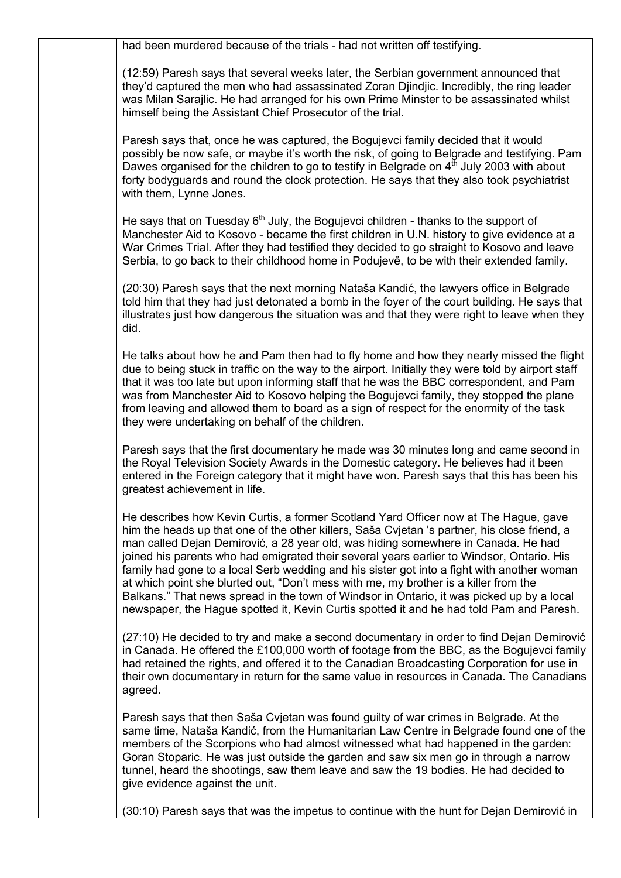had been murdered because of the trials - had not written off testifying.

(12:59) Paresh says that several weeks later, the Serbian government announced that they'd captured the men who had assassinated Zoran Djindjic. Incredibly, the ring leader was Milan Sarajlic. He had arranged for his own Prime Minster to be assassinated whilst himself being the Assistant Chief Prosecutor of the trial.

Paresh says that, once he was captured, the Bogujevci family decided that it would possibly be now safe, or maybe it's worth the risk, of going to Belgrade and testifying. Pam Dawes organised for the children to go to testify in Belgrade on 4th July 2003 with about forty bodyguards and round the clock protection. He says that they also took psychiatrist with them, Lynne Jones.

He says that on Tuesday 6th July, the Bogujevci children - thanks to the support of Manchester Aid to Kosovo - became the first children in U.N. history to give evidence at a War Crimes Trial. After they had testified they decided to go straight to Kosovo and leave Serbia, to go back to their childhood home in Podujevë, to be with their extended family.

(20:30) Paresh says that the next morning Nataša Kandić, the lawyers office in Belgrade told him that they had just detonated a bomb in the foyer of the court building. He says that illustrates just how dangerous the situation was and that they were right to leave when they did.

He talks about how he and Pam then had to fly home and how they nearly missed the flight due to being stuck in traffic on the way to the airport. Initially they were told by airport staff that it was too late but upon informing staff that he was the BBC correspondent, and Pam was from Manchester Aid to Kosovo helping the Bogujevci family, they stopped the plane from leaving and allowed them to board as a sign of respect for the enormity of the task they were undertaking on behalf of the children.

Paresh says that the first documentary he made was 30 minutes long and came second in the Royal Television Society Awards in the Domestic category. He believes had it been entered in the Foreign category that it might have won. Paresh says that this has been his greatest achievement in life.

He describes how Kevin Curtis, a former Scotland Yard Officer now at The Hague, gave him the heads up that one of the other killers, Saša Cvjetan 's partner, his close friend, a man called Dejan Demirović, a 28 year old, was hiding somewhere in Canada. He had joined his parents who had emigrated their several years earlier to Windsor, Ontario. His family had gone to a local Serb wedding and his sister got into a fight with another woman at which point she blurted out, "Don't mess with me, my brother is a killer from the Balkans." That news spread in the town of Windsor in Ontario, it was picked up by a local newspaper, the Hague spotted it, Kevin Curtis spotted it and he had told Pam and Paresh.

(27:10) He decided to try and make a second documentary in order to find Dejan Demirović in Canada. He offered the £100,000 worth of footage from the BBC, as the Bogujevci family had retained the rights, and offered it to the Canadian Broadcasting Corporation for use in their own documentary in return for the same value in resources in Canada. The Canadians agreed.

Paresh says that then Saša Cvjetan was found guilty of war crimes in Belgrade. At the same time, Nataša Kandić, from the Humanitarian Law Centre in Belgrade found one of the members of the Scorpions who had almost witnessed what had happened in the garden: Goran Stoparic. He was just outside the garden and saw six men go in through a narrow tunnel, heard the shootings, saw them leave and saw the 19 bodies. He had decided to give evidence against the unit.

(30:10) Paresh says that was the impetus to continue with the hunt for Dejan Demirović in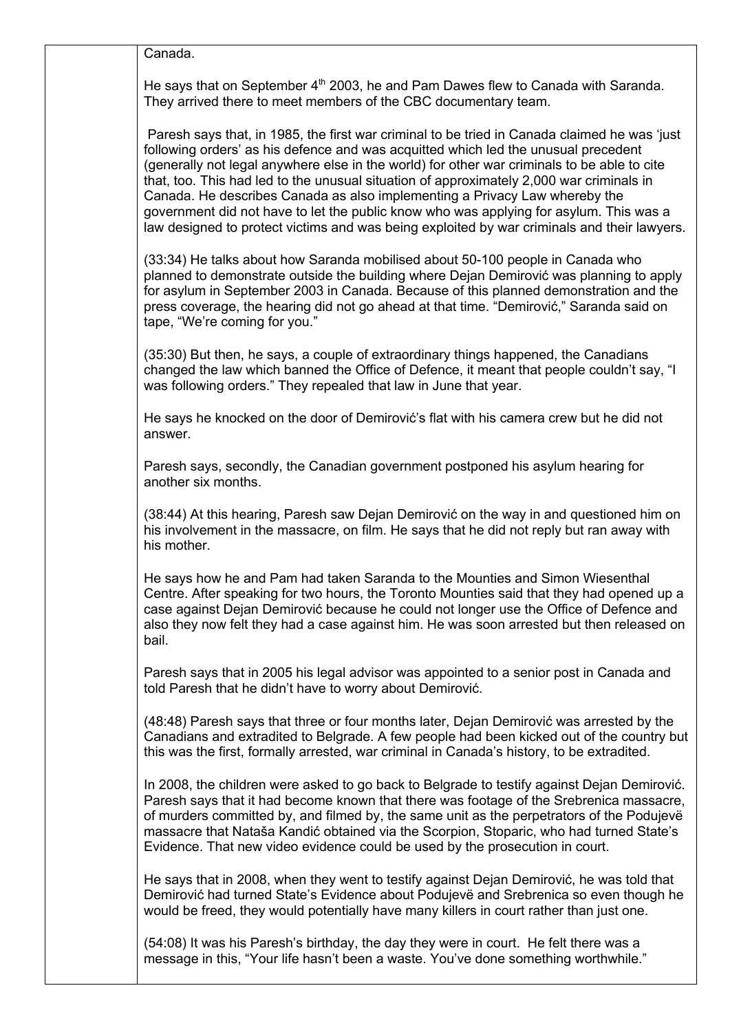Canada.

He says that on September 4th 2003, he and Pam Dawes flew to Canada with Saranda. They arrived there to meet members of the CBC documentary team.

Paresh says that, in 1985, the first war criminal to be tried in Canada claimed he was 'just following orders' as his defence and was acquitted which led the unusual precedent (generally not legal anywhere else in the world) for other war criminals to be able to cite that, too. This had led to the unusual situation of approximately 2,000 war criminals in Canada. He describes Canada as also implementing a Privacy Law whereby the government did not have to let the public know who was applying for asylum. This was a law designed to protect victims and was being exploited by war criminals and their lawyers.

(33:34) He talks about how Saranda mobilised about 50-100 people in Canada who planned to demonstrate outside the building where Dejan Demirović was planning to apply for asylum in September 2003 in Canada. Because of this planned demonstration and the press coverage, the hearing did not go ahead at that time. "Demirović," Saranda said on tape, "We're coming for you."

(35:30) But then, he says, a couple of extraordinary things happened, the Canadians changed the law which banned the Office of Defence, it meant that people couldn't say, "I was following orders." They repealed that law in June that year.

He says he knocked on the door of Demirović's flat with his camera crew but he did not answer.

Paresh says, secondly, the Canadian government postponed his asylum hearing for another six months.

(38:44) At this hearing, Paresh saw Dejan Demirović on the way in and questioned him on his involvement in the massacre, on film. He says that he did not reply but ran away with his mother.

He says how he and Pam had taken Saranda to the Mounties and Simon Wiesenthal Centre. After speaking for two hours, the Toronto Mounties said that they had opened up a case against Dejan Demirović because he could not longer use the Office of Defence and also they now felt they had a case against him. He was soon arrested but then released on bail.

Paresh says that in 2005 his legal advisor was appointed to a senior post in Canada and told Paresh that he didn't have to worry about Demirović.

(48:48) Paresh says that three or four months later, Dejan Demirović was arrested by the Canadians and extradited to Belgrade. A few people had been kicked out of the country but this was the first, formally arrested, war criminal in Canada's history, to be extradited.

In 2008, the children were asked to go back to Belgrade to testify against Dejan Demirović. Paresh says that it had become known that there was footage of the Srebrenica massacre, of murders committed by, and filmed by, the same unit as the perpetrators of the Podujevë massacre that Nataša Kandić obtained via the Scorpion, Stoparic, who had turned State's Evidence. That new video evidence could be used by the prosecution in court.

He says that in 2008, when they went to testify against Dejan Demirović, he was told that Demirović had turned State's Evidence about Podujevë and Srebrenica so even though he would be freed, they would potentially have many killers in court rather than just one.

(54:08) It was his Paresh's birthday, the day they were in court. He felt there was a message in this, "Your life hasn't been a waste. You've done something worthwhile."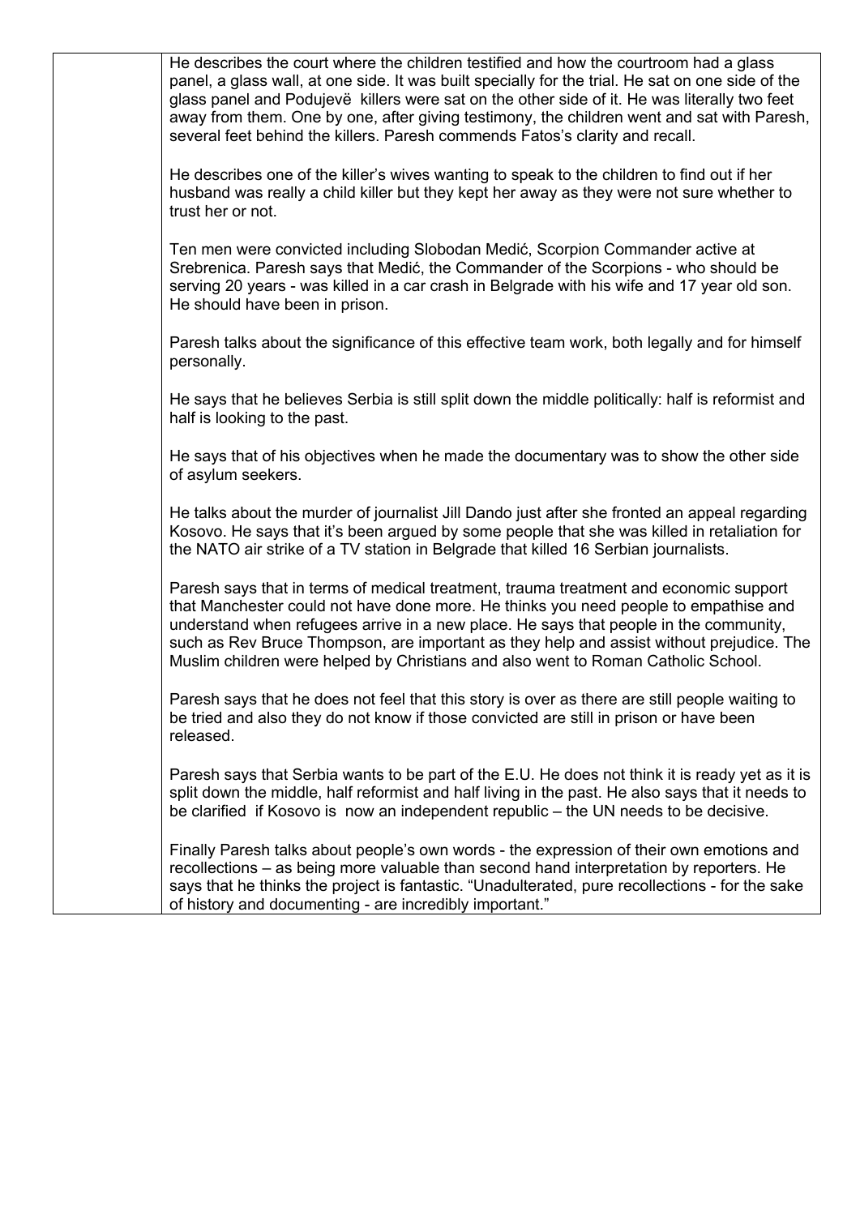| | |
|---|---|
| | He describes the court where the children testified and how the courtroom had a glass panel, a glass wall, at one side. It was built specially for the trial. He sat on one side of the glass panel and Podujevë killers were sat on the other side of it. He was literally two feet away from them. One by one, after giving testimony, the children went and sat with Paresh, several feet behind the killers. Paresh commends Fatos's clarity and recall.<br><br>He describes one of the killer's wives wanting to speak to the children to find out if her husband was really a child killer but they kept her away as they were not sure whether to trust her or not.<br><br>Ten men were convicted including Slobodan Medić, Scorpion Commander active at Srebrenica. Paresh says that Medić, the Commander of the Scorpions - who should be serving 20 years - was killed in a car crash in Belgrade with his wife and 17 year old son. He should have been in prison.<br><br>Paresh talks about the significance of this effective team work, both legally and for himself personally.<br><br>He says that he believes Serbia is still split down the middle politically: half is reformist and half is looking to the past.<br><br>He says that of his objectives when he made the documentary was to show the other side of asylum seekers.<br><br>He talks about the murder of journalist Jill Dando just after she fronted an appeal regarding Kosovo. He says that it's been argued by some people that she was killed in retaliation for the NATO air strike of a TV station in Belgrade that killed 16 Serbian journalists.<br><br>Paresh says that in terms of medical treatment, trauma treatment and economic support that Manchester could not have done more. He thinks you need people to empathise and understand when refugees arrive in a new place. He says that people in the community, such as Rev Bruce Thompson, are important as they help and assist without prejudice. The Muslim children were helped by Christians and also went to Roman Catholic School.<br><br>Paresh says that he does not feel that this story is over as there are still people waiting to be tried and also they do not know if those convicted are still in prison or have been released.<br><br>Paresh says that Serbia wants to be part of the E.U. He does not think it is ready yet as it is split down the middle, half reformist and half living in the past. He also says that it needs to be clarified if Kosovo is now an independent republic – the UN needs to be decisive.<br><br>Finally Paresh talks about people's own words - the expression of their own emotions and recollections – as being more valuable than second hand interpretation by reporters. He says that he thinks the project is fantastic. "Unadulterated, pure recollections - for the sake of history and documenting - are incredibly important." |